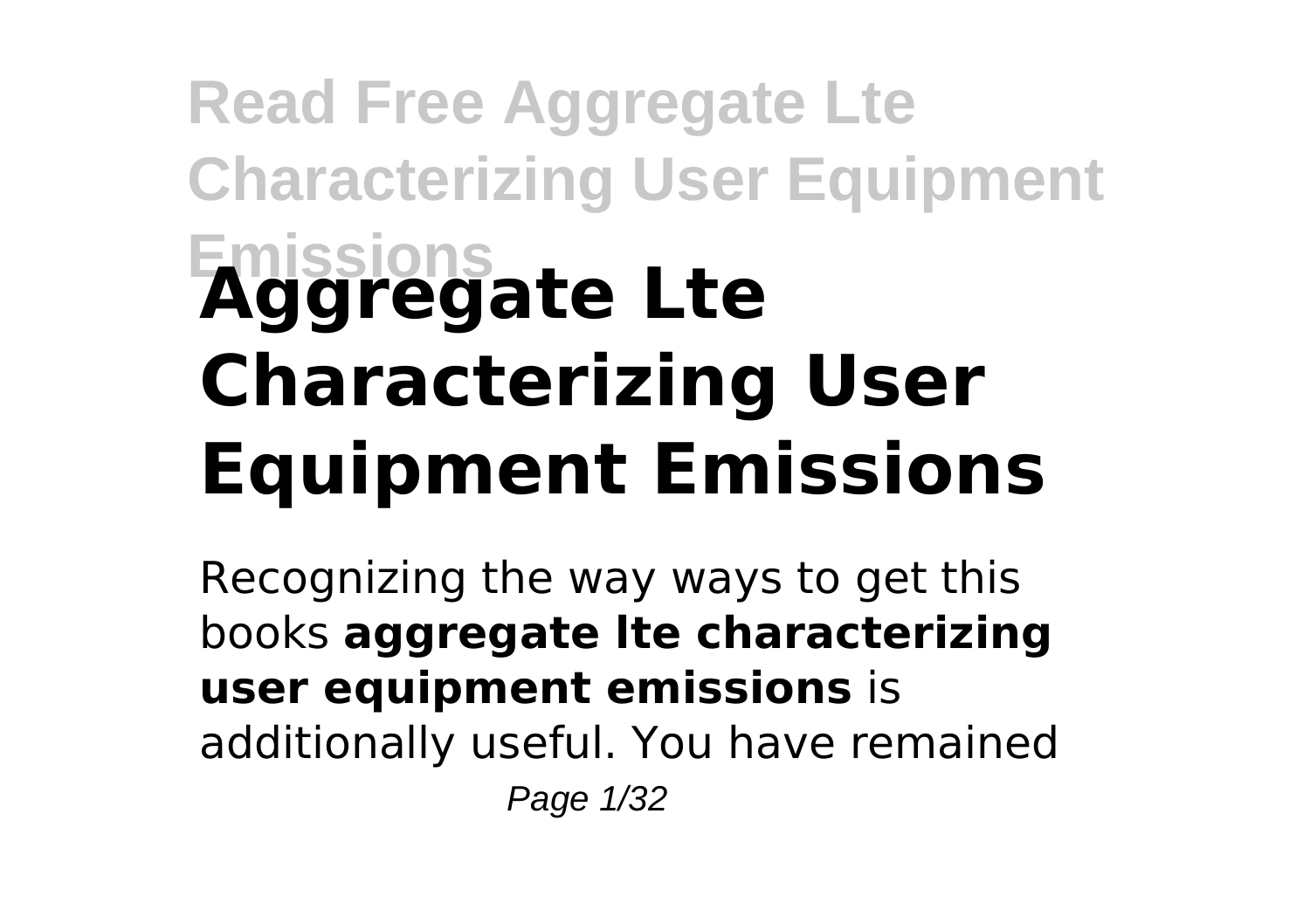# Aggregate Lte Characterizing User Equipment Emissions

Recognizing the way ways to get this books **aggregate lte characterizing user equipment emissions** is additionally useful. You have remained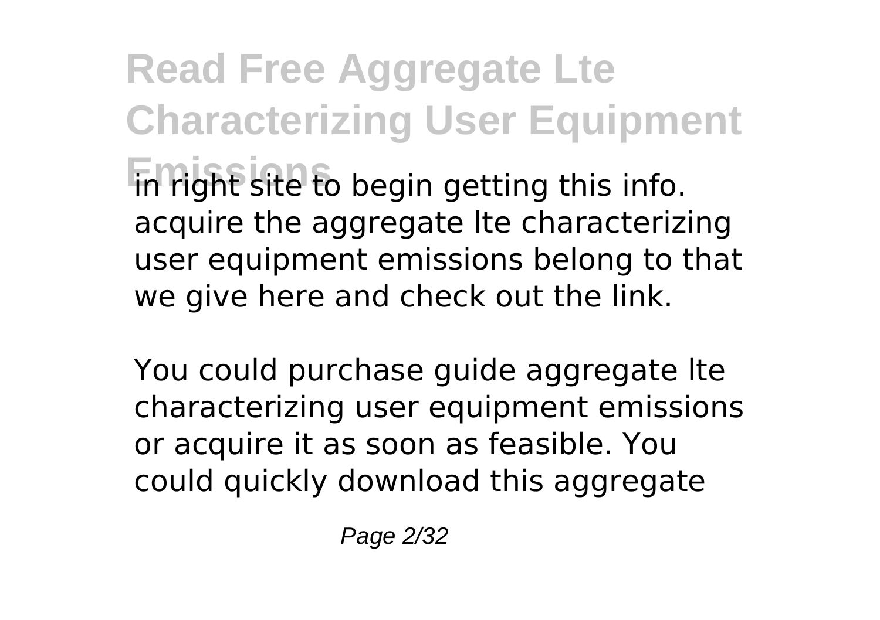in right site to begin getting this info. acquire the aggregate lte characterizing user equipment emissions belong to that we give here and check out the link.

You could purchase guide aggregate lte characterizing user equipment emissions or acquire it as soon as feasible. You could quickly download this aggregate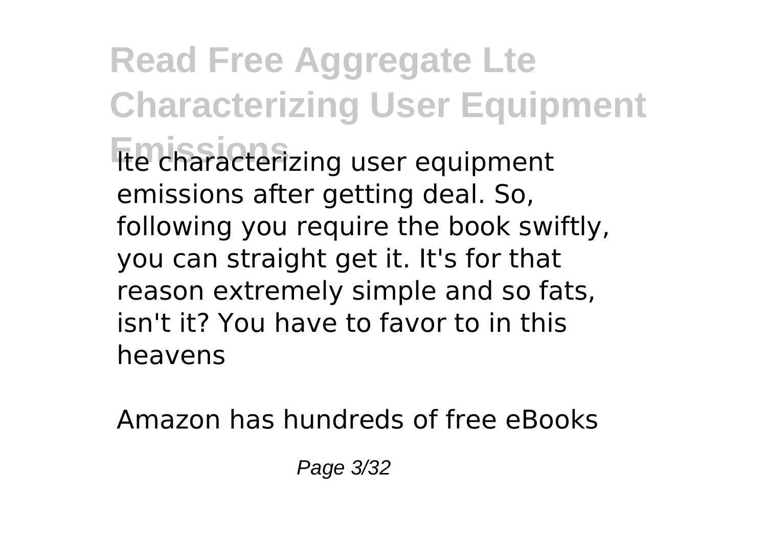lte characterizing user equipment emissions after getting deal. So, following you require the book swiftly, you can straight get it. It's for that reason extremely simple and so fats, isn't it? You have to favor to in this heavens

Amazon has hundreds of free eBooks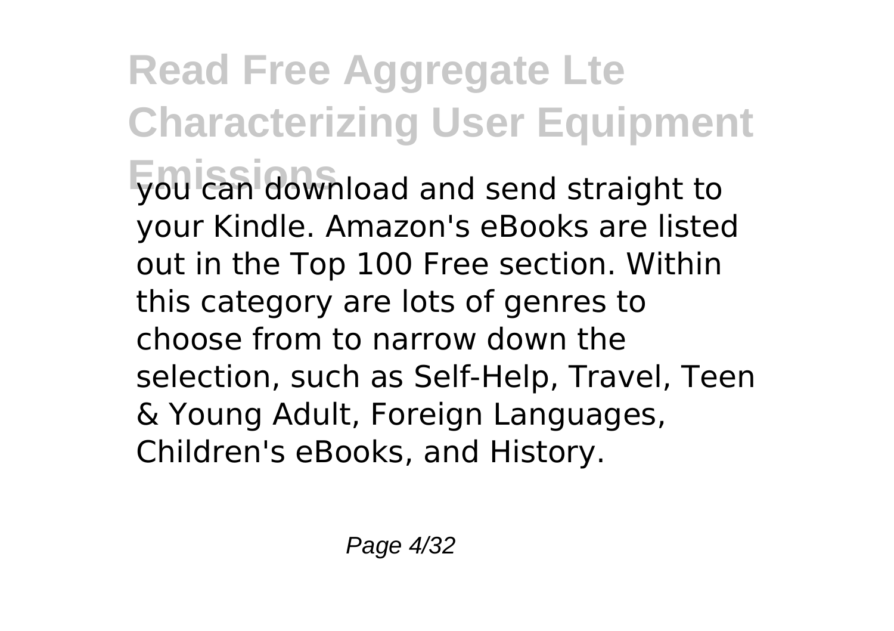you can download and send straight to your Kindle. Amazon's eBooks are listed out in the Top 100 Free section. Within this category are lots of genres to choose from to narrow down the selection, such as Self-Help, Travel, Teen & Young Adult, Foreign Languages, Children's eBooks, and History.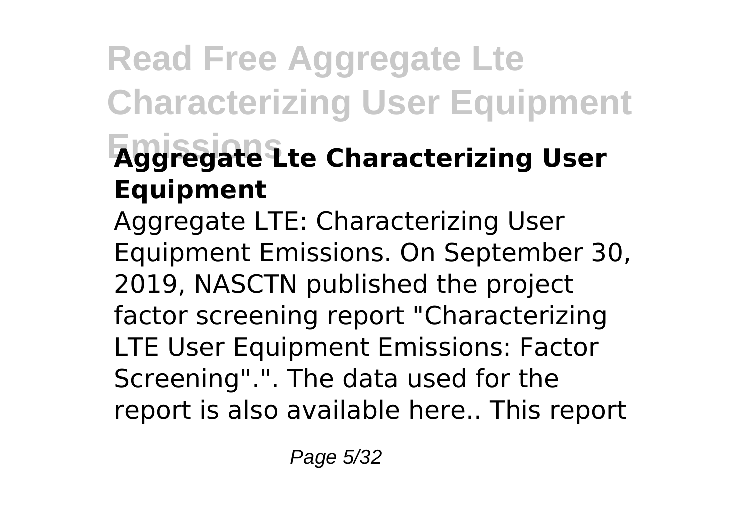## Aggregate Lte Characterizing User Equipment

Aggregate LTE: Characterizing User Equipment Emissions. On September 30, 2019, NASCTN published the project factor screening report "Characterizing LTE User Equipment Emissions: Factor Screening".". The data used for the report is also available here.. This report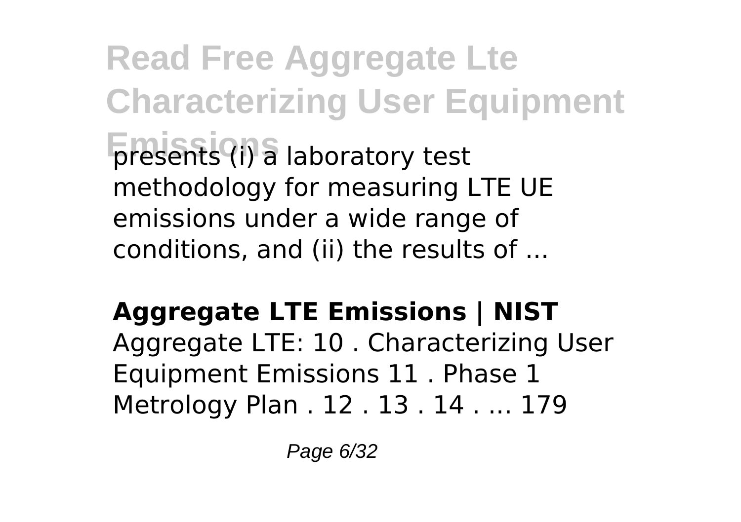presents (i) a laboratory test methodology for measuring LTE UE emissions under a wide range of conditions, and (ii) the results of ...

**Aggregate LTE Emissions | NIST**

Aggregate LTE: 10 . Characterizing User Equipment Emissions 11 . Phase 1 Metrology Plan . 12 . 13 . 14 . ... 179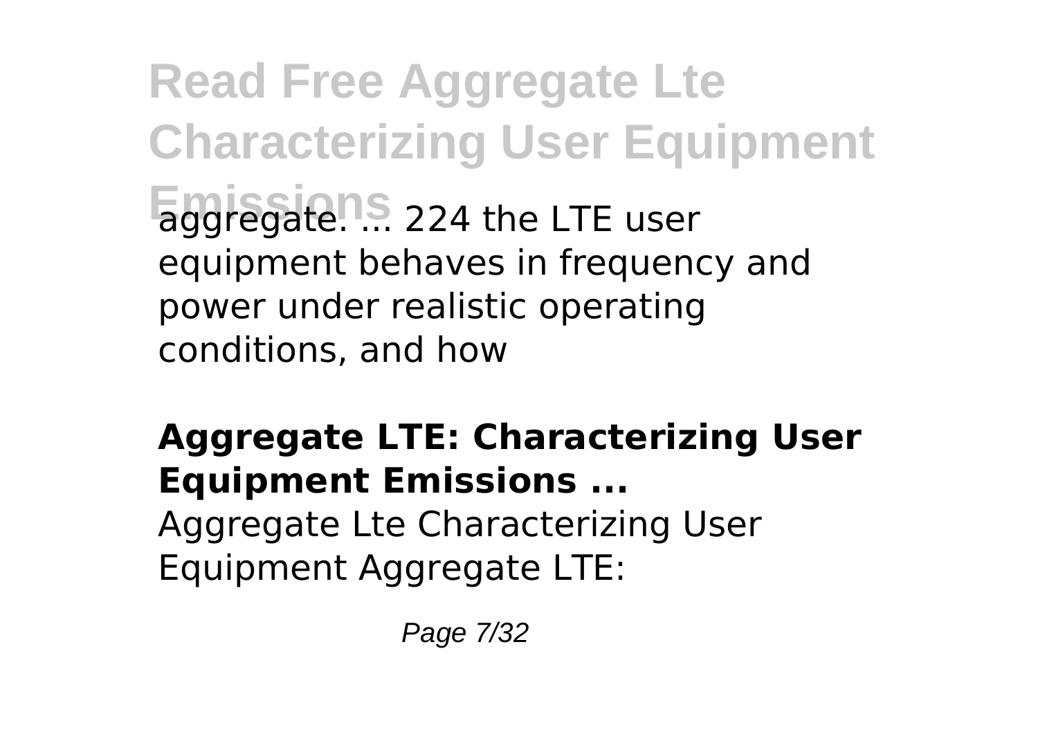aggregate. ... 224 the LTE user equipment behaves in frequency and power under realistic operating conditions, and how

**Aggregate LTE: Characterizing User Equipment Emissions ...**

Aggregate Lte Characterizing User Equipment Aggregate LTE: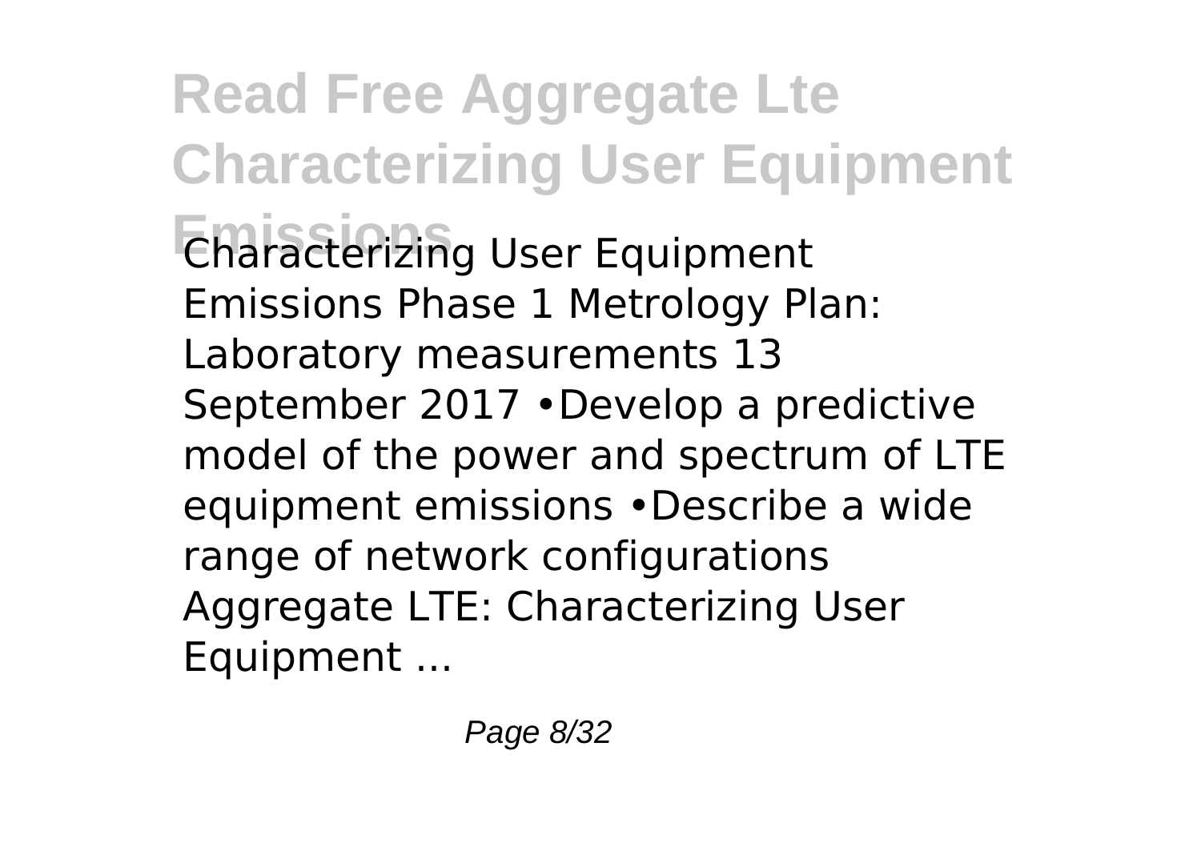Characterizing User Equipment Emissions Phase 1 Metrology Plan: Laboratory measurements 13 September 2017 •Develop a predictive model of the power and spectrum of LTE equipment emissions •Describe a wide range of network configurations Aggregate LTE: Characterizing User Equipment ...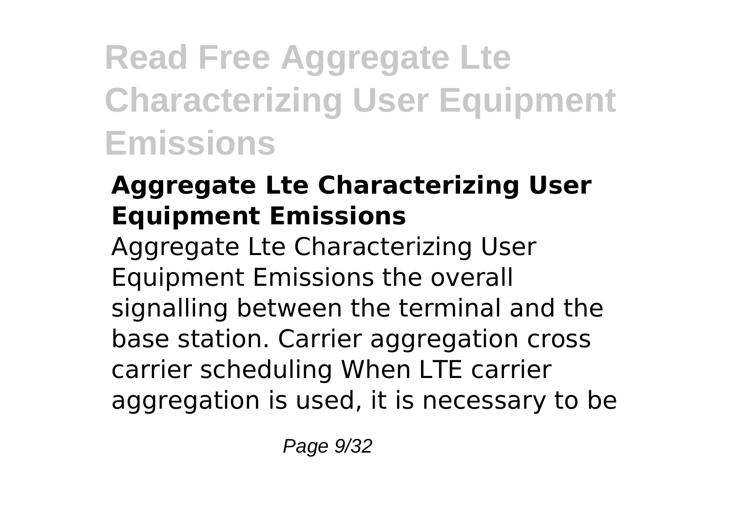# Read Free Aggregate Lte Characterizing User Equipment Emissions

### Aggregate Lte Characterizing User Equipment Emissions

Aggregate Lte Characterizing User Equipment Emissions the overall signalling between the terminal and the base station. Carrier aggregation cross carrier scheduling When LTE carrier aggregation is used, it is necessary to be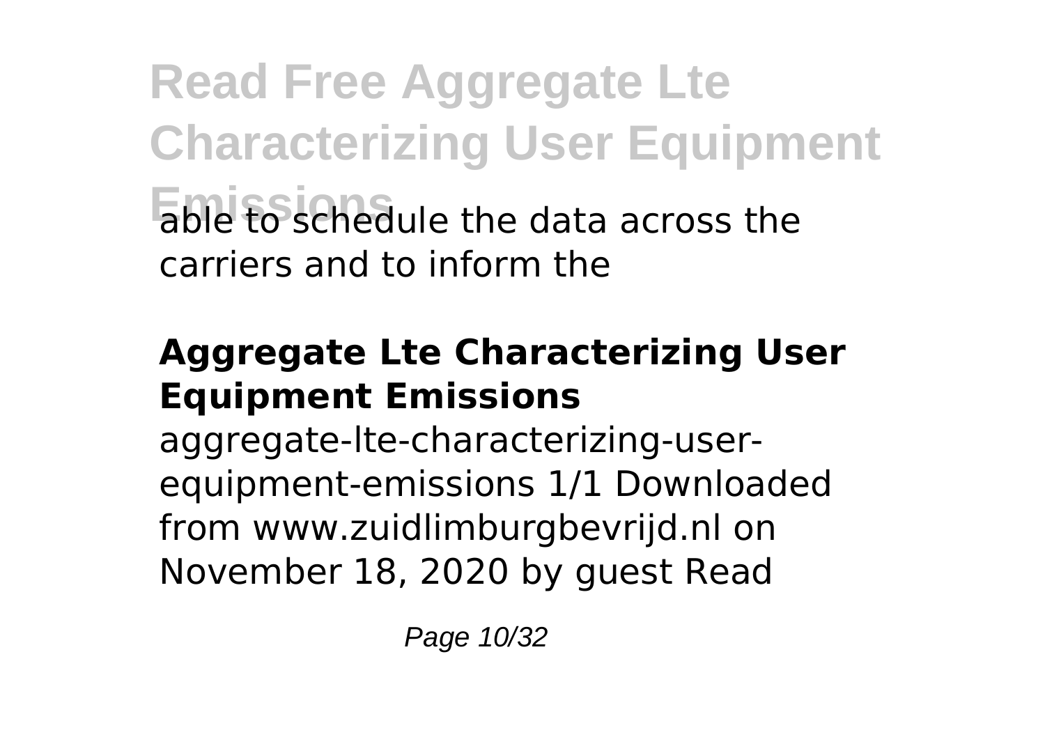able to schedule the data across the carriers and to inform the

## Aggregate Lte Characterizing User Equipment Emissions

aggregate-lte-characterizing-user-equipment-emissions 1/1 Downloaded from www.zuidlimburgbevrijd.nl on November 18, 2020 by guest Read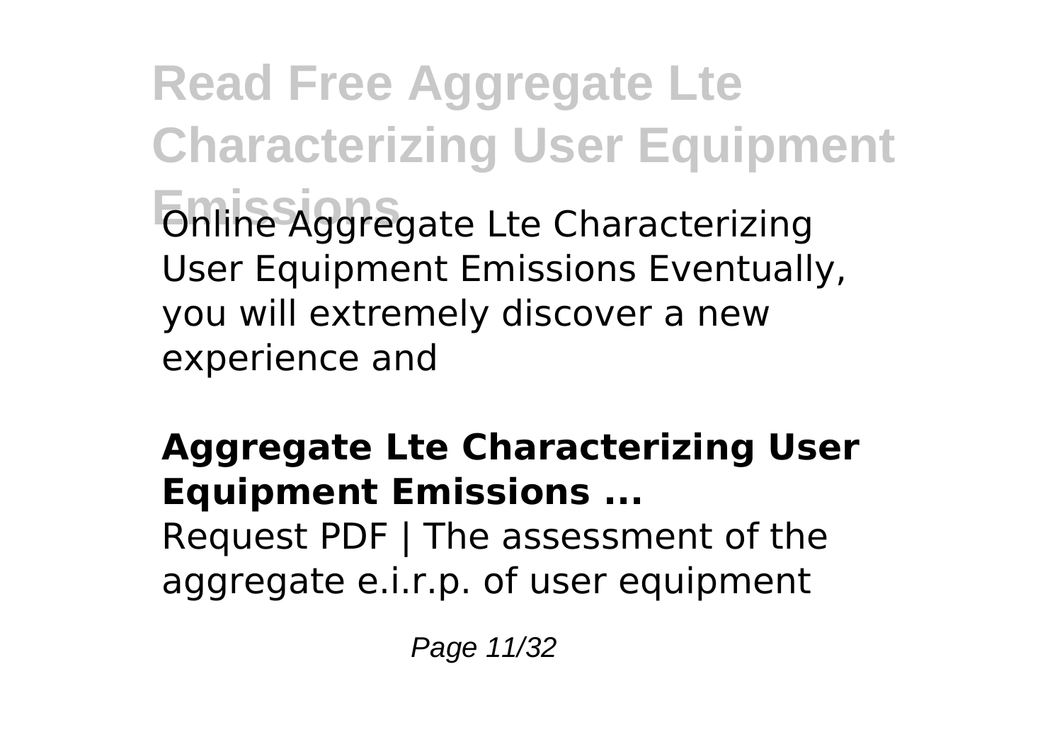Online Aggregate Lte Characterizing User Equipment Emissions Eventually, you will extremely discover a new experience and

## Aggregate Lte Characterizing User Equipment Emissions ...

Request PDF | The assessment of the aggregate e.i.r.p. of user equipment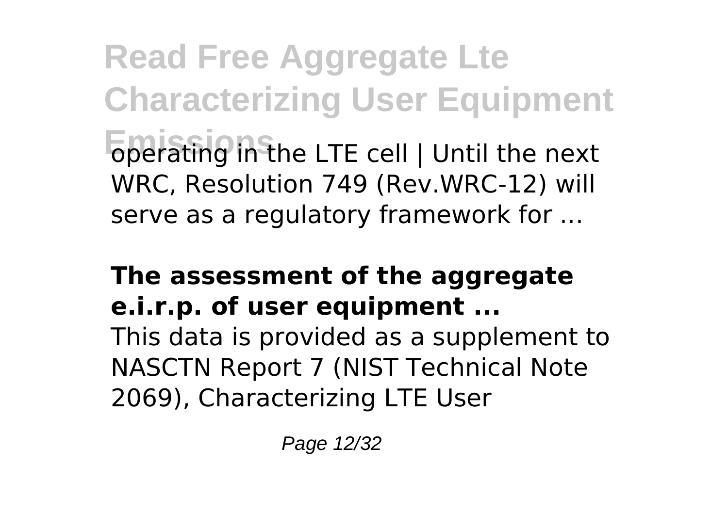operating in the LTE cell | Until the next WRC, Resolution 749 (Rev.WRC-12) will serve as a regulatory framework for ...

**The assessment of the aggregate e.i.r.p. of user equipment ...**

This data is provided as a supplement to NASCTN Report 7 (NIST Technical Note 2069), Characterizing LTE User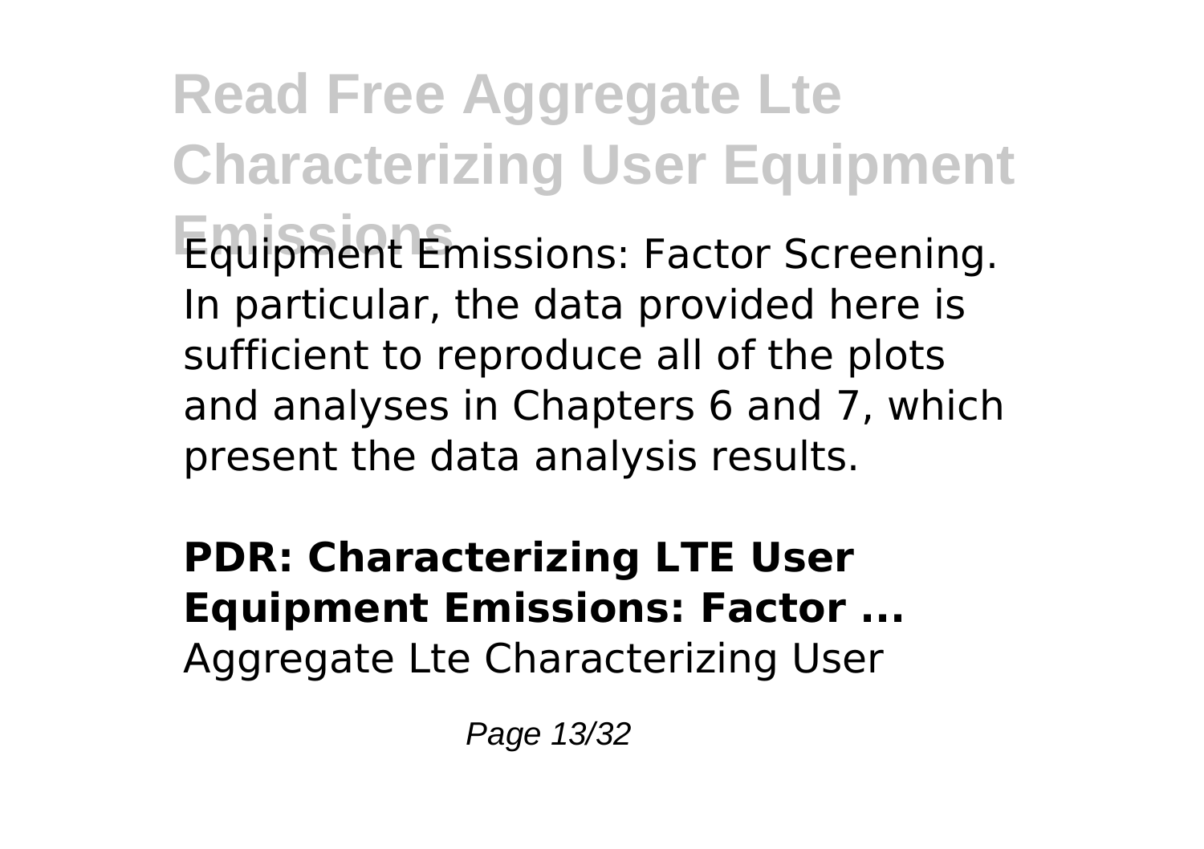Equipment Emissions: Factor Screening. In particular, the data provided here is sufficient to reproduce all of the plots and analyses in Chapters 6 and 7, which present the data analysis results.

**PDR: Characterizing LTE User Equipment Emissions: Factor ...**

Aggregate Lte Characterizing User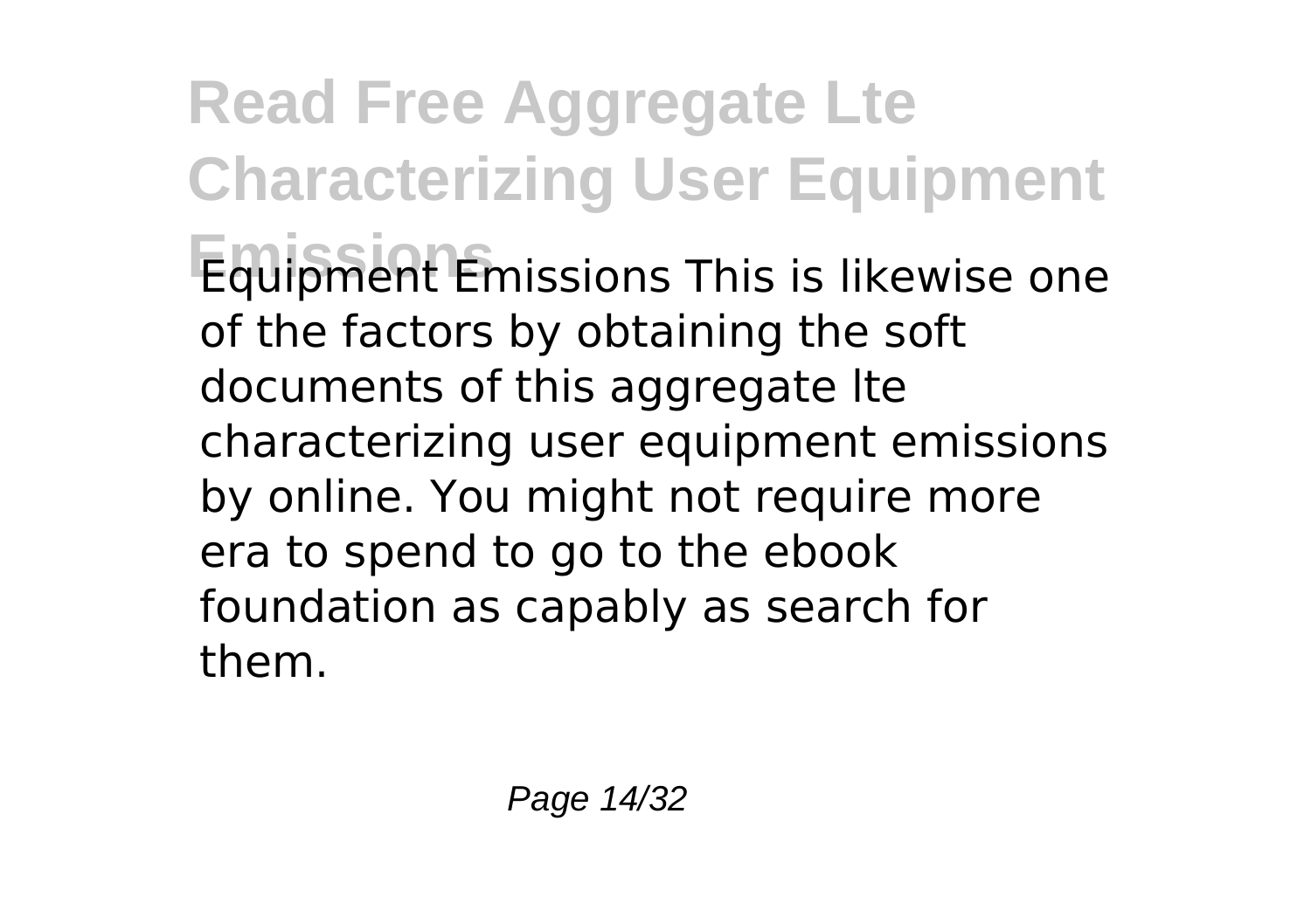Equipment Emissions This is likewise one of the factors by obtaining the soft documents of this aggregate lte characterizing user equipment emissions by online. You might not require more era to spend to go to the ebook foundation as capably as search for them.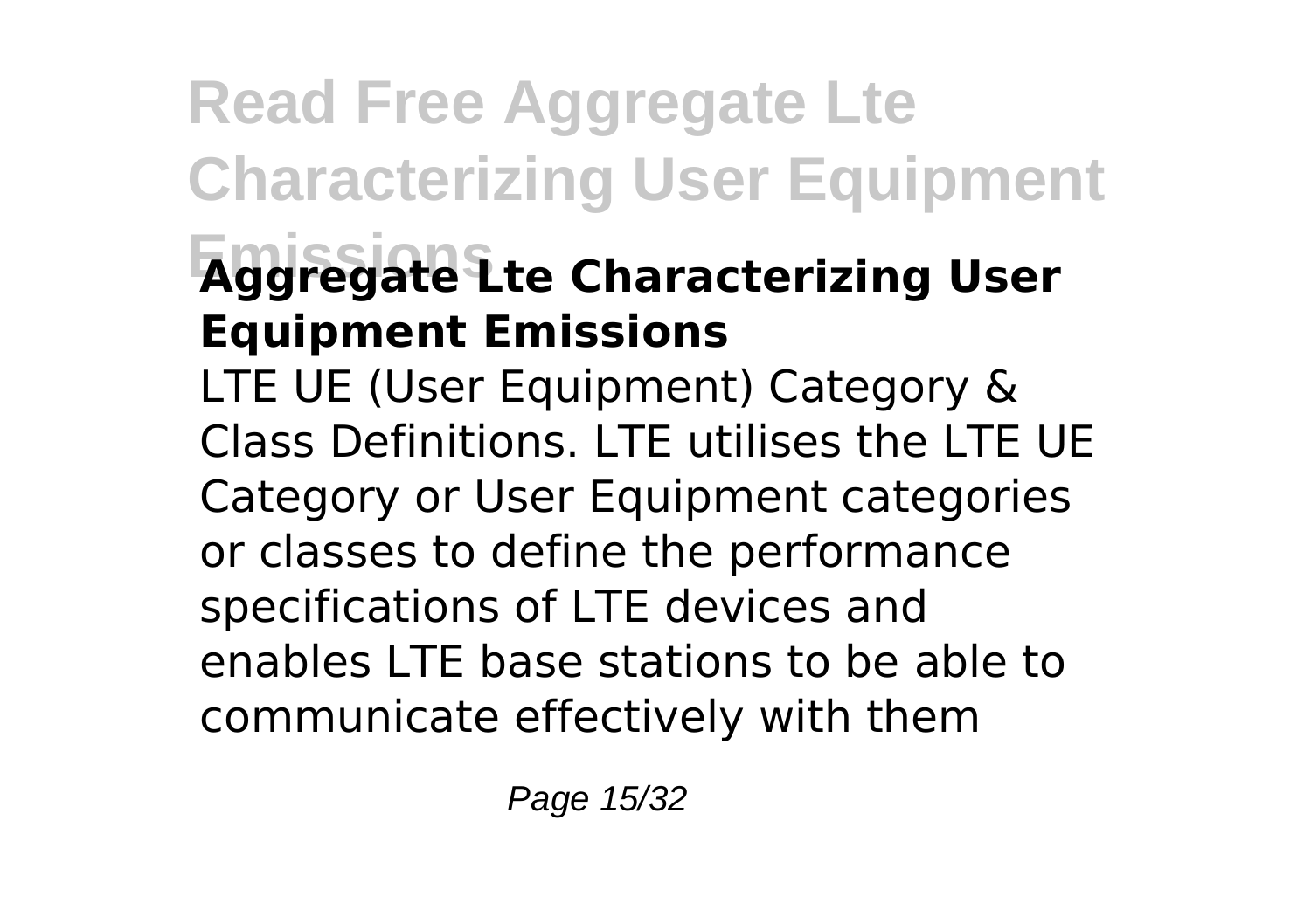## Aggregate Lte Characterizing User Equipment Emissions

LTE UE (User Equipment) Category & Class Definitions. LTE utilises the LTE UE Category or User Equipment categories or classes to define the performance specifications of LTE devices and enables LTE base stations to be able to communicate effectively with them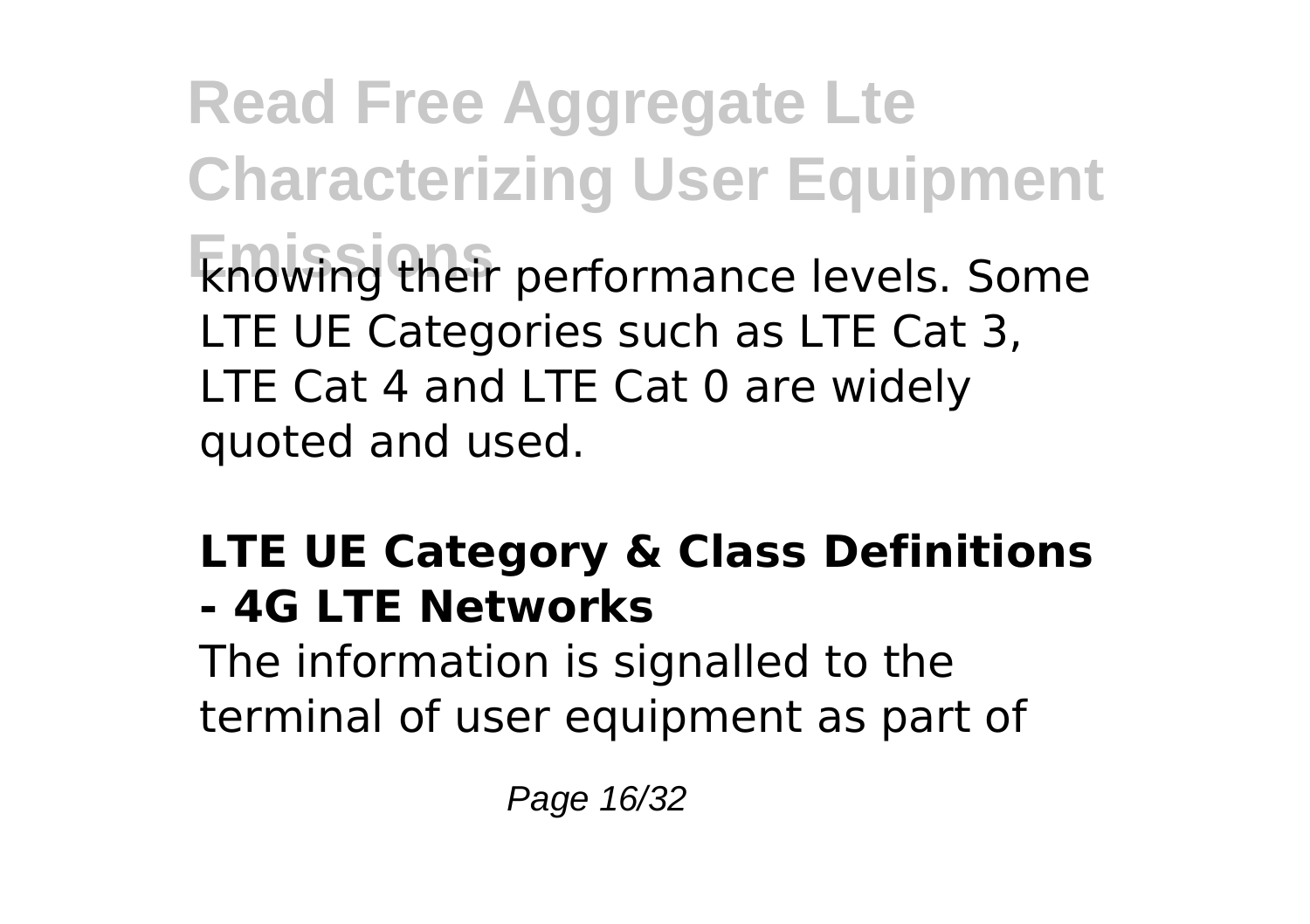knowing their performance levels. Some LTE UE Categories such as LTE Cat 3, LTE Cat 4 and LTE Cat 0 are widely quoted and used.

## LTE UE Category & Class Definitions - 4G LTE Networks

The information is signalled to the terminal of user equipment as part of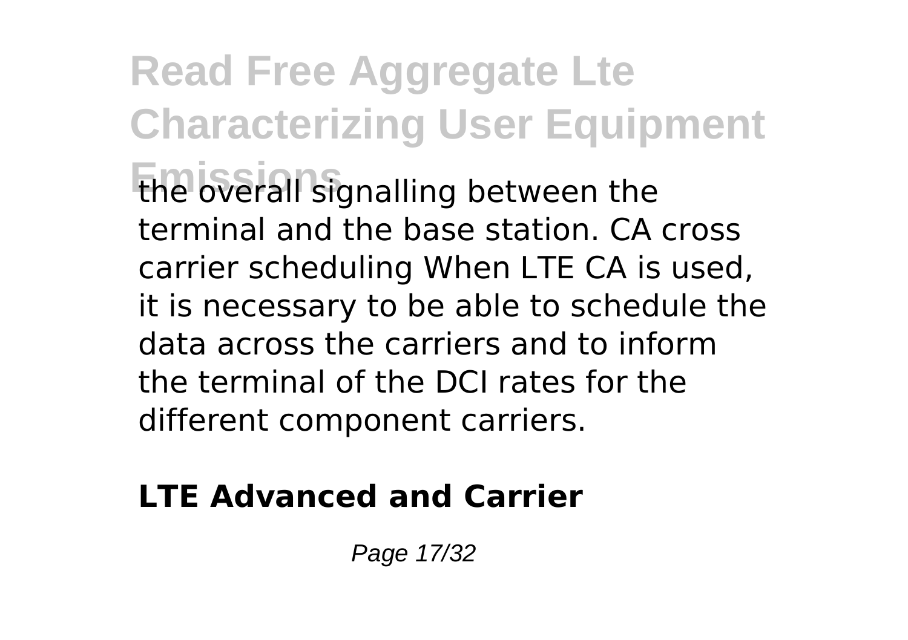the overall signalling between the terminal and the base station. CA cross carrier scheduling When LTE CA is used, it is necessary to be able to schedule the data across the carriers and to inform the terminal of the DCI rates for the different component carriers.

**LTE Advanced and Carrier**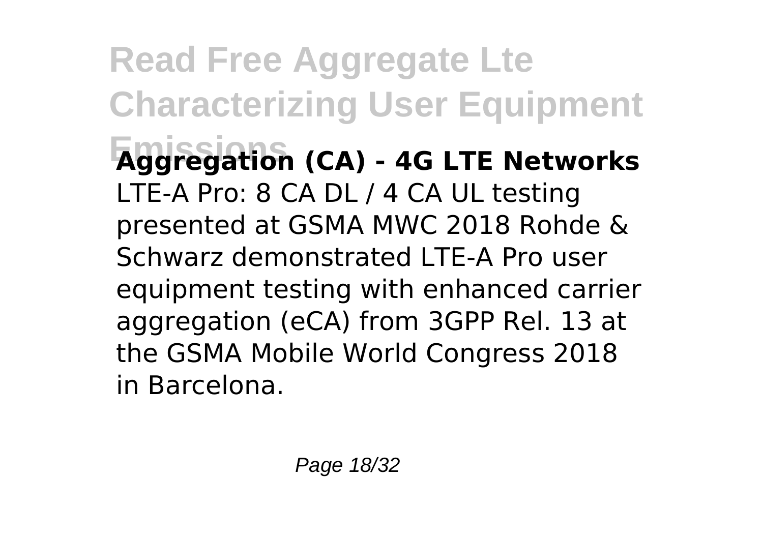**Aggregation (CA) - 4G LTE Networks**

LTE-A Pro: 8 CA DL / 4 CA UL testing presented at GSMA MWC 2018 Rohde & Schwarz demonstrated LTE-A Pro user equipment testing with enhanced carrier aggregation (eCA) from 3GPP Rel. 13 at the GSMA Mobile World Congress 2018 in Barcelona.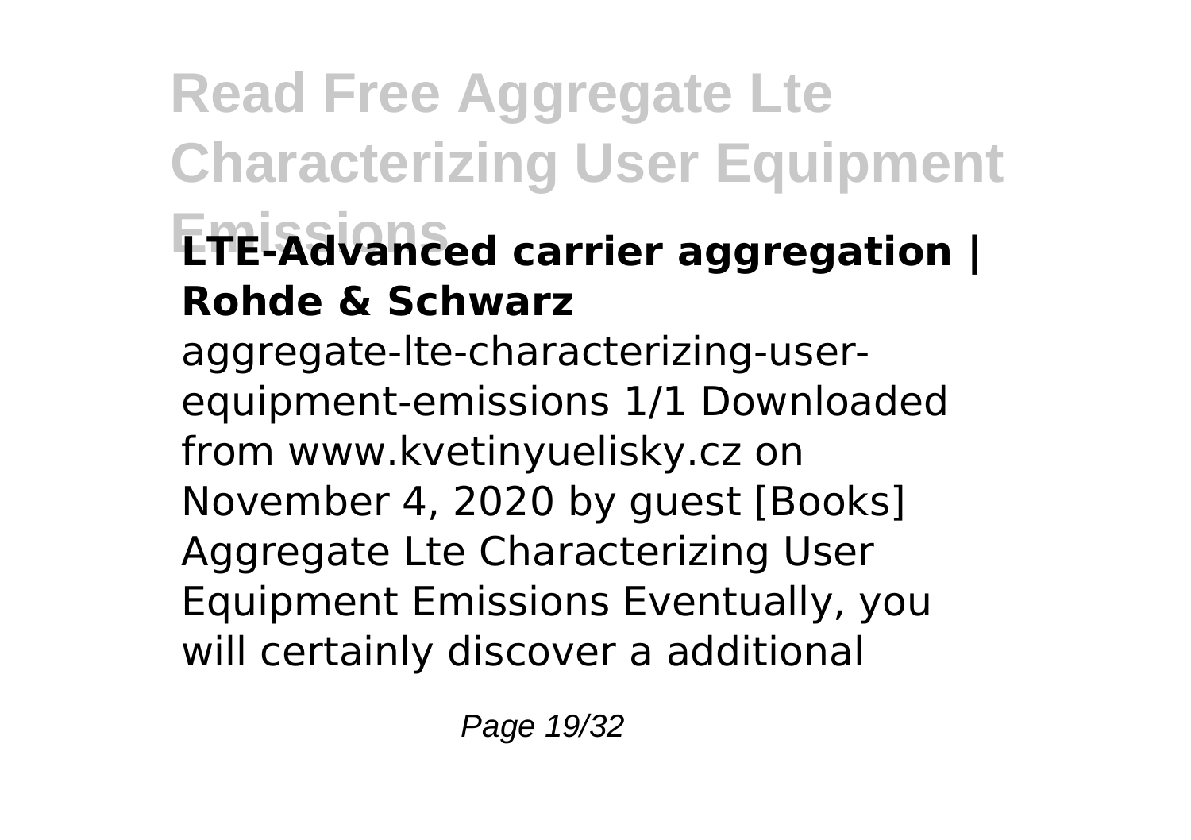## LTE-Advanced carrier aggregation | Rohde & Schwarz

aggregate-lte-characterizing-user-equipment-emissions 1/1 Downloaded from www.kvetinyuelisky.cz on November 4, 2020 by guest [Books] Aggregate Lte Characterizing User Equipment Emissions Eventually, you will certainly discover a additional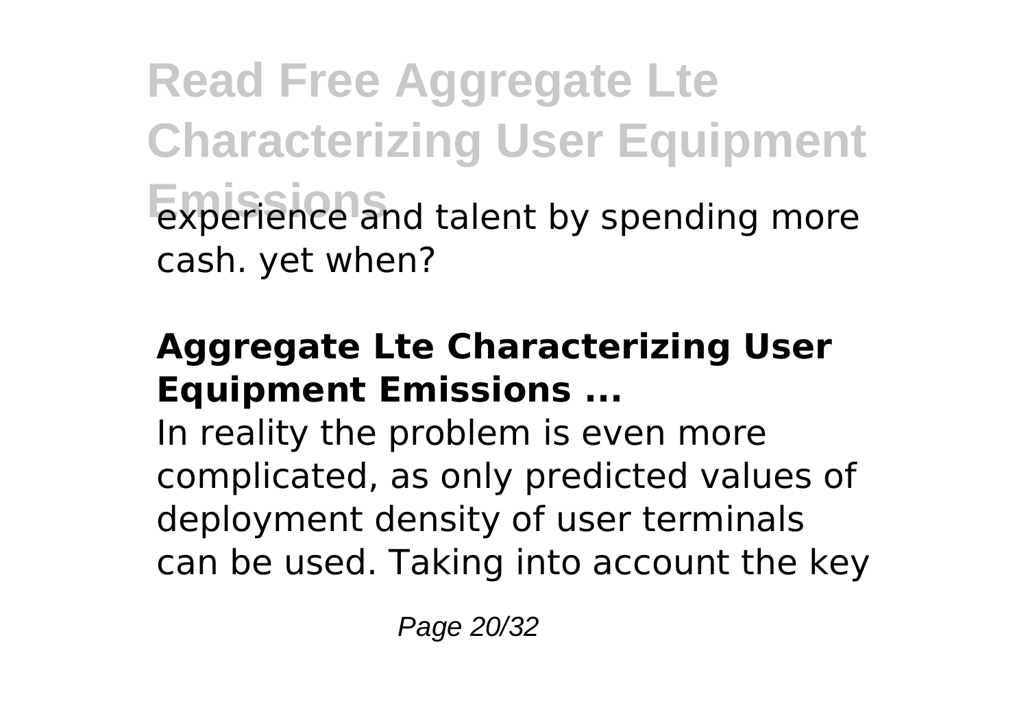experience and talent by spending more cash. yet when?

### Aggregate Lte Characterizing User Equipment Emissions ...

In reality the problem is even more complicated, as only predicted values of deployment density of user terminals can be used. Taking into account the key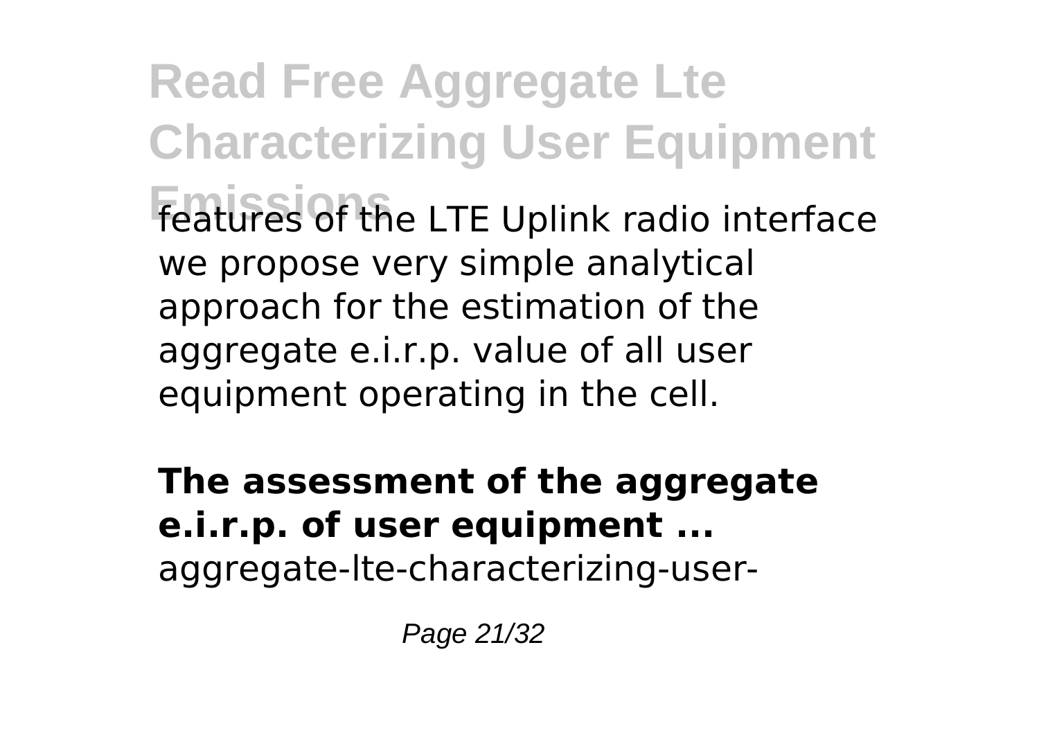features of the LTE Uplink radio interface we propose very simple analytical approach for the estimation of the aggregate e.i.r.p. value of all user equipment operating in the cell.

**The assessment of the aggregate e.i.r.p. of user equipment ...**

aggregate-lte-characterizing-user-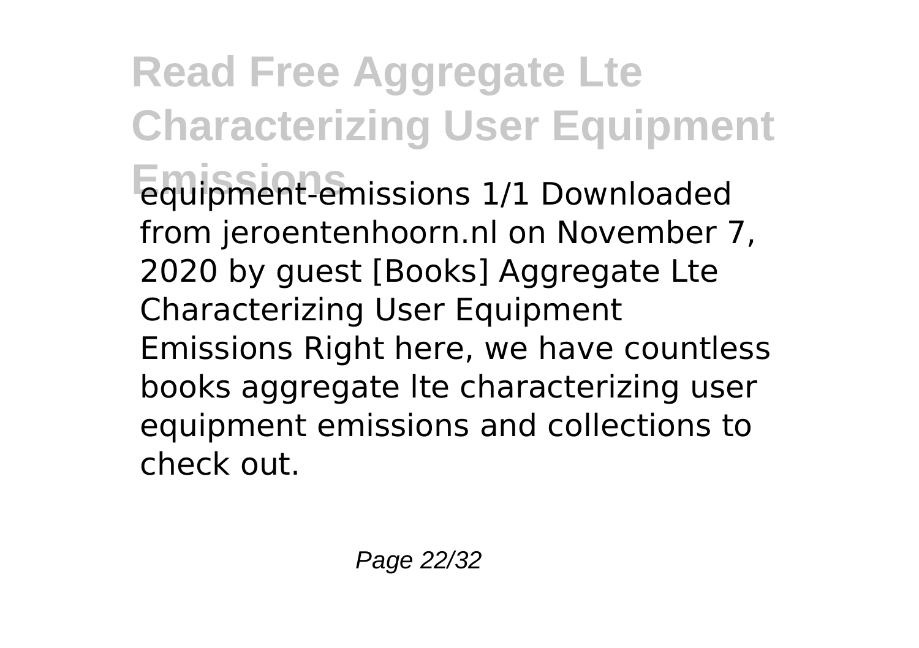equipment-emissions 1/1 Downloaded from jeroentenhoorn.nl on November 7, 2020 by guest [Books] Aggregate Lte Characterizing User Equipment Emissions Right here, we have countless books aggregate lte characterizing user equipment emissions and collections to check out.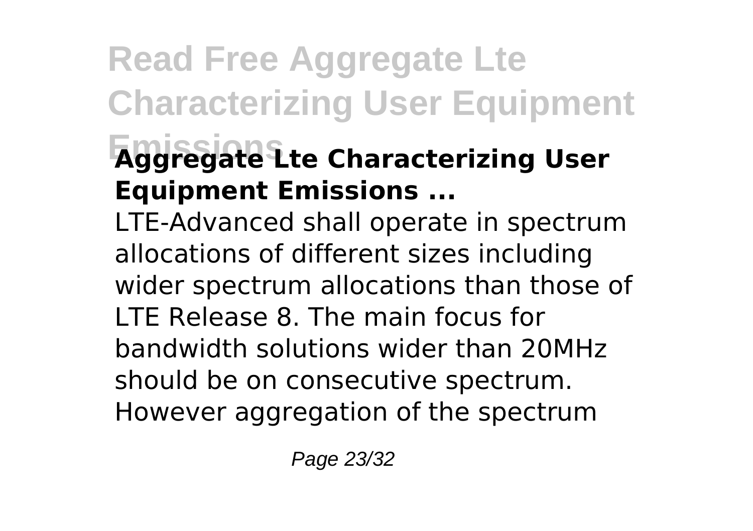## Aggregate Lte Characterizing User Equipment Emissions ...

LTE-Advanced shall operate in spectrum allocations of different sizes including wider spectrum allocations than those of LTE Release 8. The main focus for bandwidth solutions wider than 20MHz should be on consecutive spectrum. However aggregation of the spectrum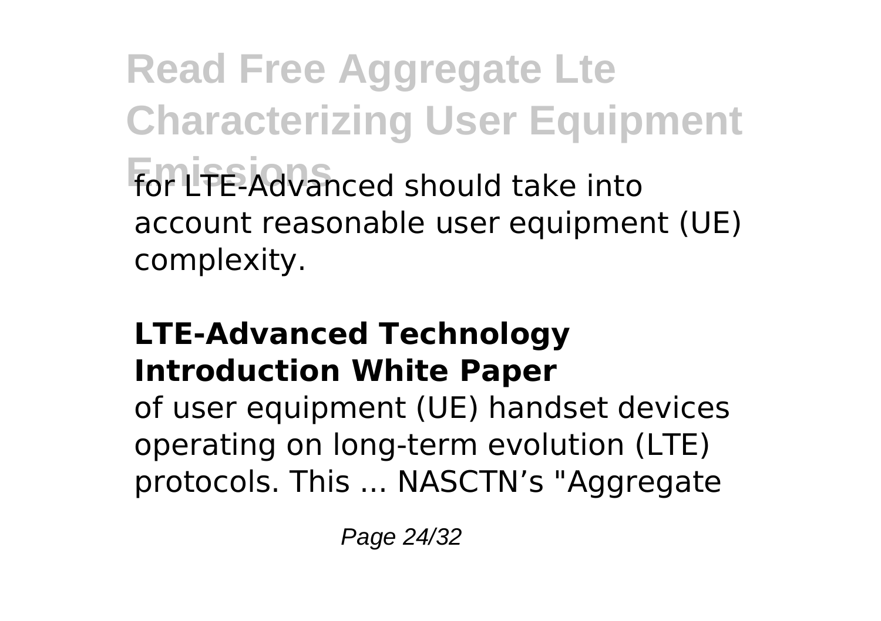for LTE-Advanced should take into account reasonable user equipment (UE) complexity.

### LTE-Advanced Technology Introduction White Paper

of user equipment (UE) handset devices operating on long-term evolution (LTE) protocols. This ... NASCTN's "Aggregate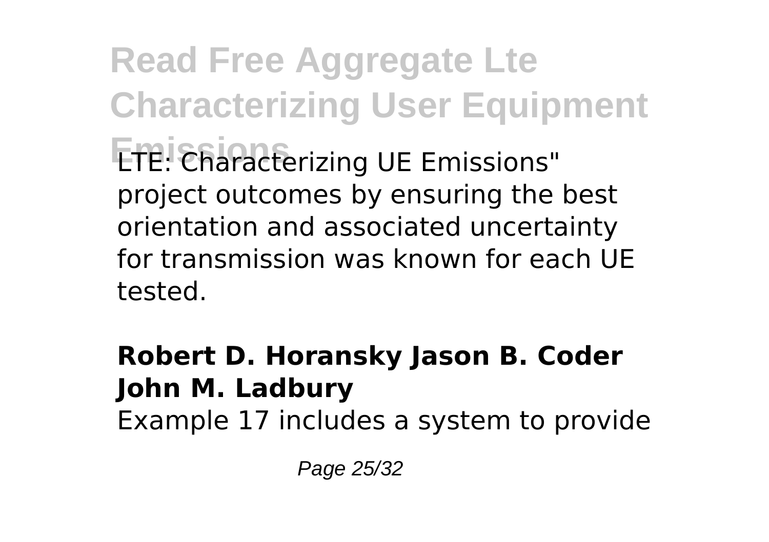LTE: Characterizing UE Emissions" project outcomes by ensuring the best orientation and associated uncertainty for transmission was known for each UE tested.

**Robert D. Horansky Jason B. Coder John M. Ladbury**

Example 17 includes a system to provide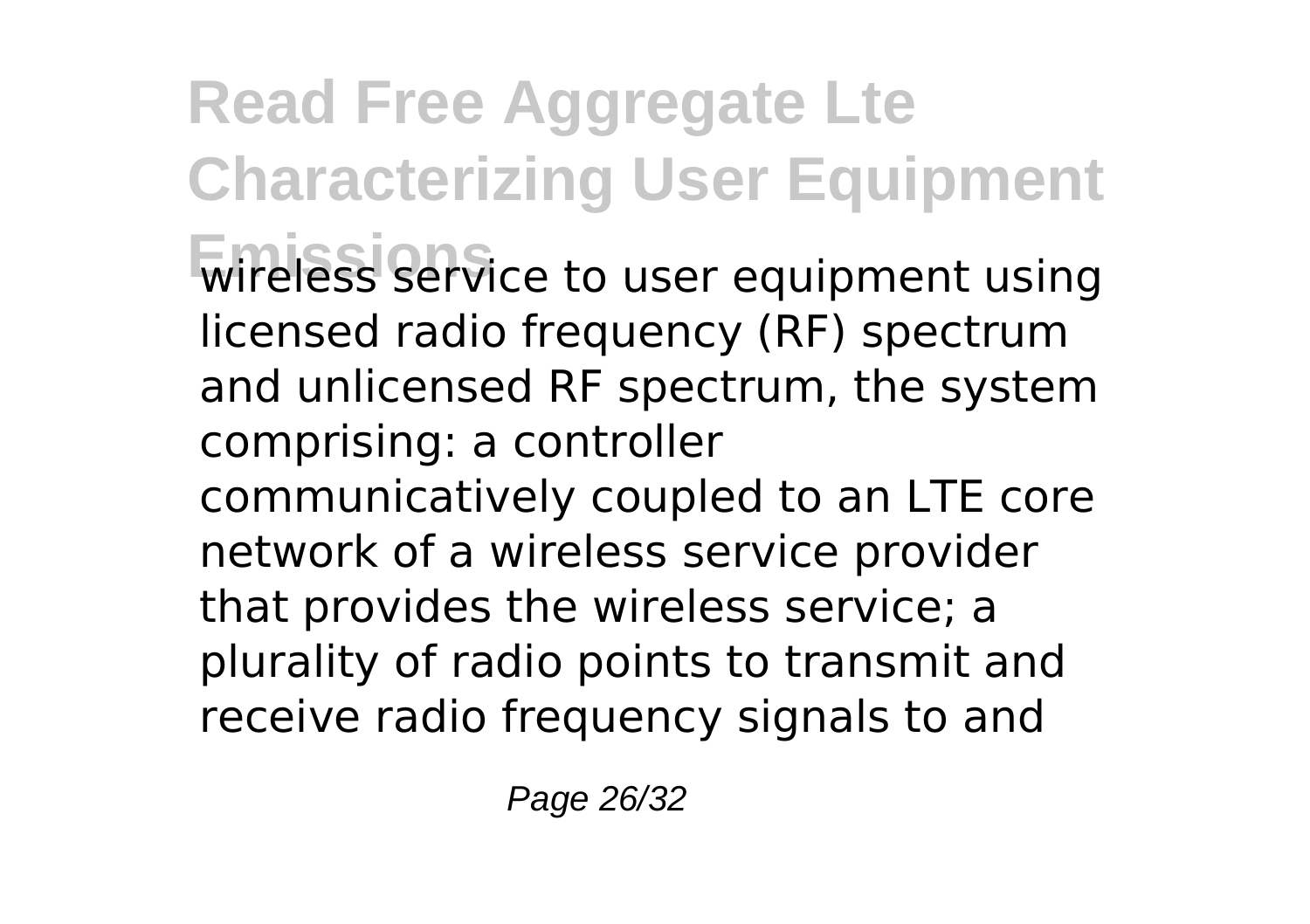wireless service to user equipment using licensed radio frequency (RF) spectrum and unlicensed RF spectrum, the system comprising: a controller communicatively coupled to an LTE core network of a wireless service provider that provides the wireless service; a plurality of radio points to transmit and receive radio frequency signals to and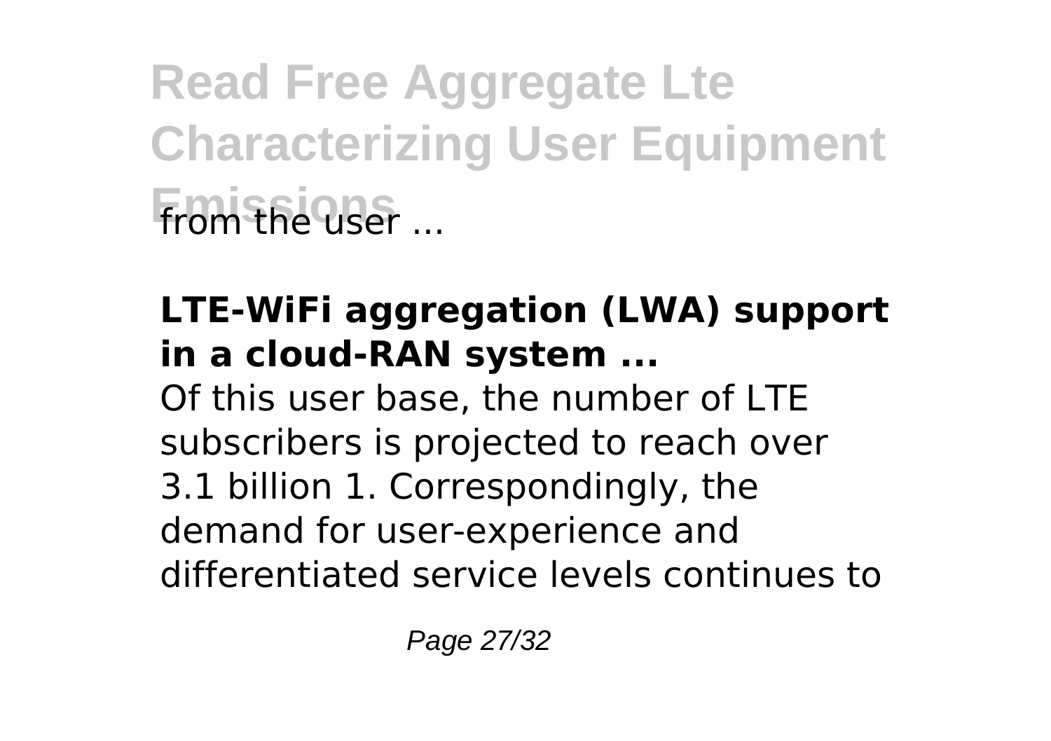from the user ...

**LTE-WiFi aggregation (LWA) support in a cloud-RAN system ...**

Of this user base, the number of LTE subscribers is projected to reach over 3.1 billion 1. Correspondingly, the demand for user-experience and differentiated service levels continues to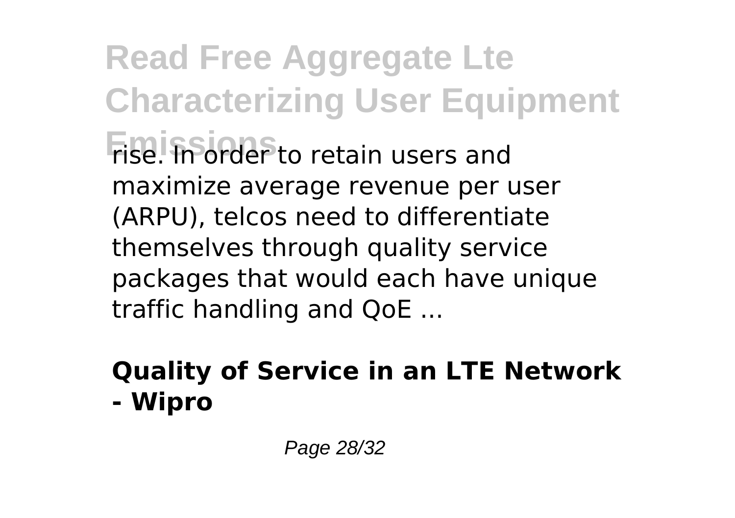rise. In order to retain users and maximize average revenue per user (ARPU), telcos need to differentiate themselves through quality service packages that would each have unique traffic handling and QoE ...

## Quality of Service in an LTE Network - Wipro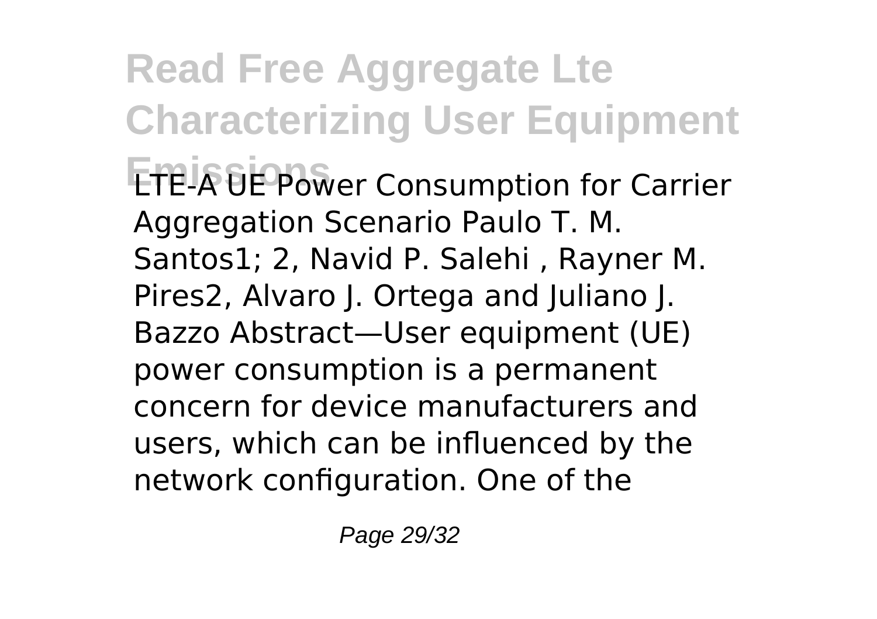LTE-A UE Power Consumption for Carrier Aggregation Scenario Paulo T. M. Santos1; 2, Navid P. Salehi , Rayner M. Pires2, Alvaro J. Ortega and Juliano J. Bazzo Abstract—User equipment (UE) power consumption is a permanent concern for device manufacturers and users, which can be influenced by the network configuration. One of the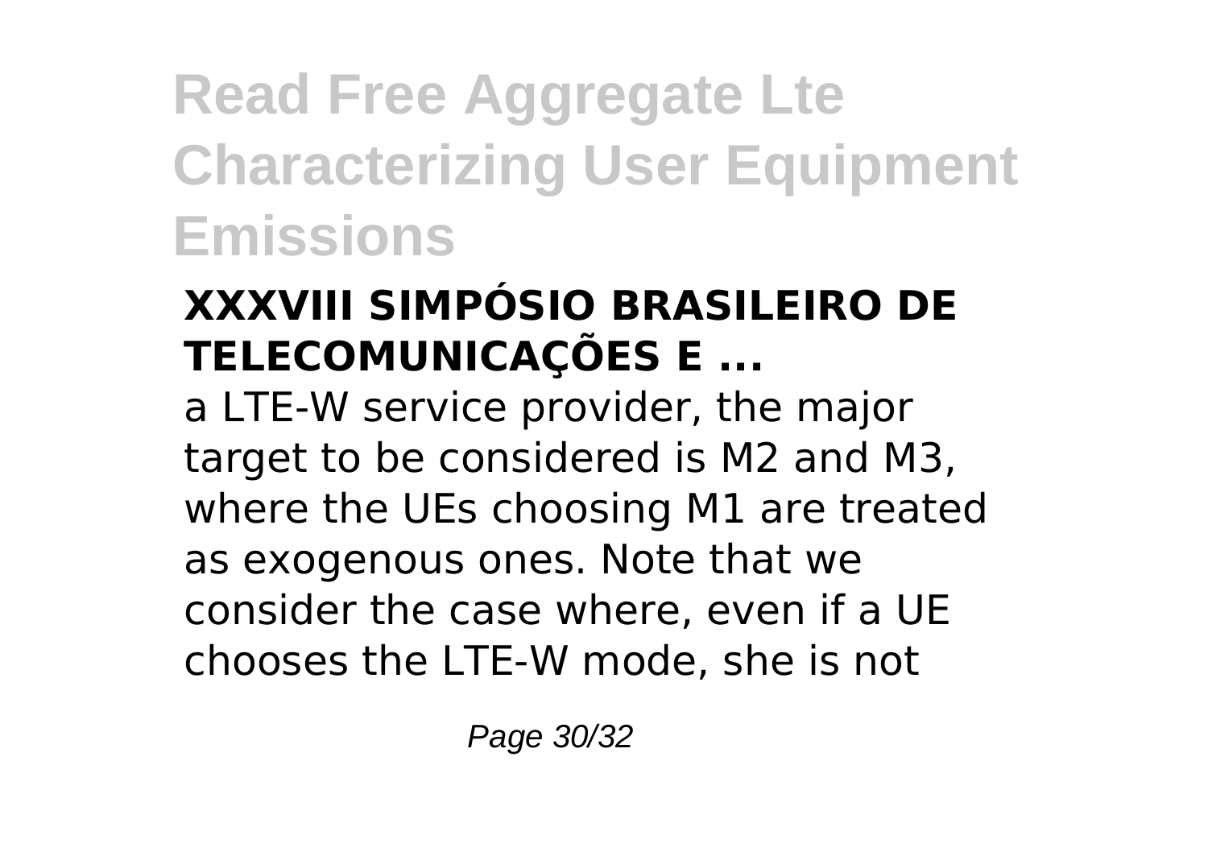### XXXVIII SIMPÓSIO BRASILEIRO DE TELECOMUNICAÇÕES E ...

a LTE-W service provider, the major target to be considered is M2 and M3, where the UEs choosing M1 are treated as exogenous ones. Note that we consider the case where, even if a UE chooses the LTE-W mode, she is not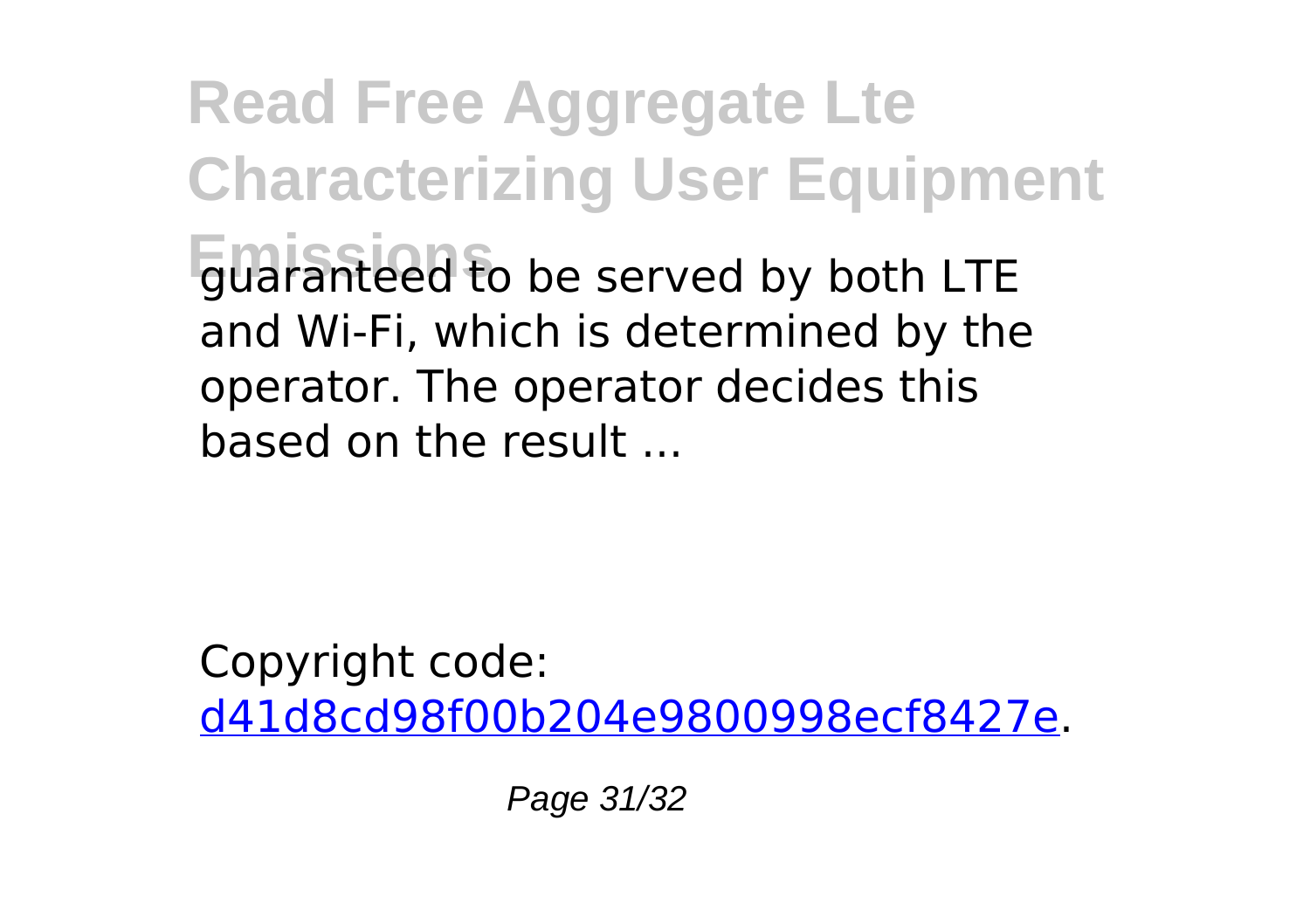guaranteed to be served by both LTE and Wi-Fi, which is determined by the operator. The operator decides this based on the result ...

Copyright code: d41d8cd98f00b204e9800998ecf8427e.